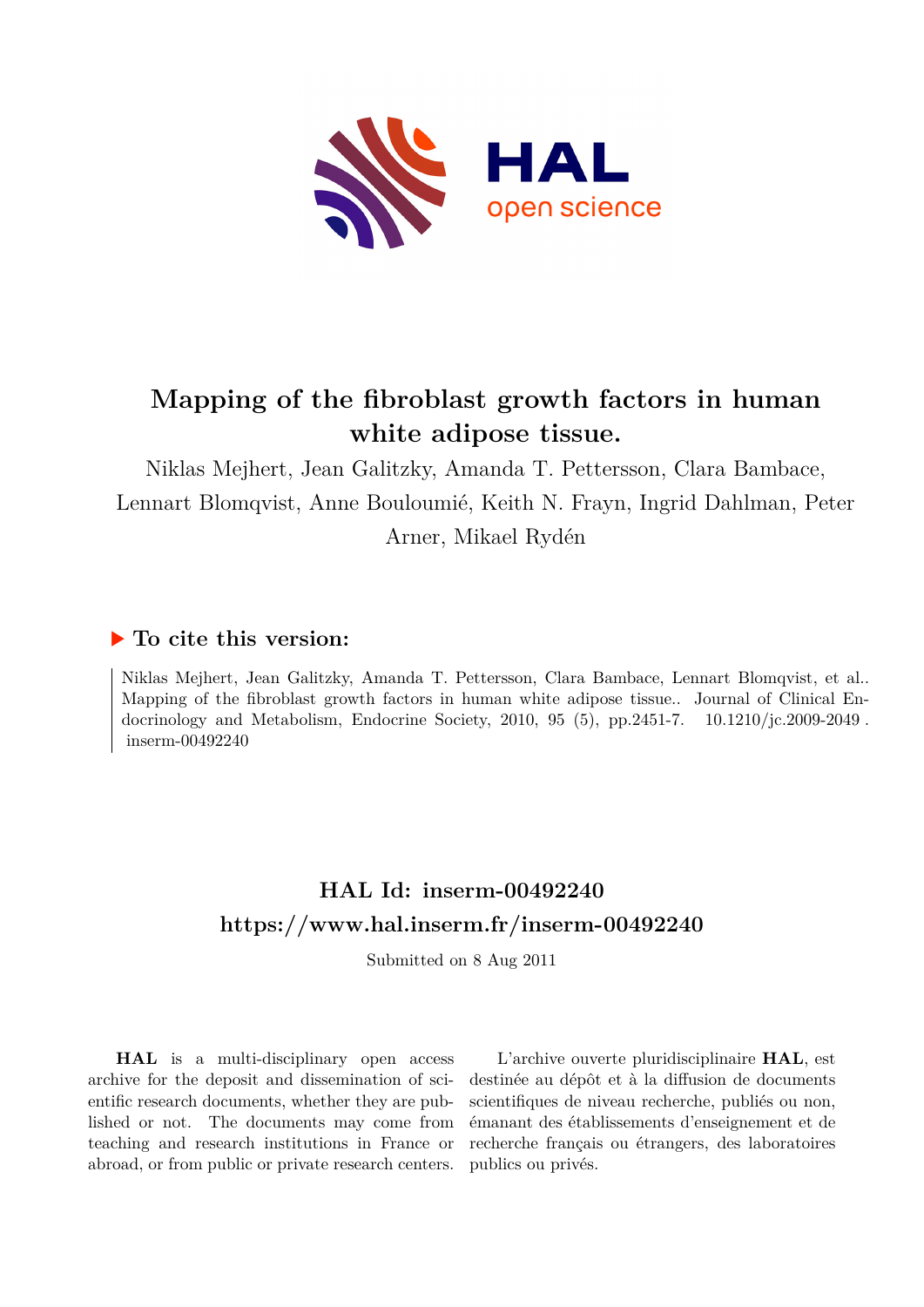# Mapping of the fibroblast growth factors in human white adipose tissue.

Niklas Mejhert, Jean Galitzky, Amanda T. Pettersson, Clara Bambace, Lennart Blomqvist, Anne Bouloumié, Keith N. Frayn, Ingrid Dahlman, Peter Arner, Mikael Rydén

## ▶ To cite this version:

Niklas Mejhert, Jean Galitzky, Amanda T. Pettersson, Clara Bambace, Lennart Blomqvist, et al.. Mapping of the fibroblast growth factors in human white adipose tissue.. Journal of Clinical Endocrinology and Metabolism, Endocrine Society, 2010, 95 (5), pp.2451-7. 10.1210/jc.2009-2049 . inserm-00492240

## HAL Id: inserm-00492240
## https://www.hal.inserm.fr/inserm-00492240

Submitted on 8 Aug 2011

**HAL** is a multi-disciplinary open access archive for the deposit and dissemination of scientific research documents, whether they are published or not. The documents may come from teaching and research institutions in France or abroad, or from public or private research centers.

L'archive ouverte pluridisciplinaire **HAL**, est destinée au dépôt et à la diffusion de documents scientifiques de niveau recherche, publiés ou non, émanant des établissements d'enseignement et de recherche français ou étrangers, des laboratoires publics ou privés.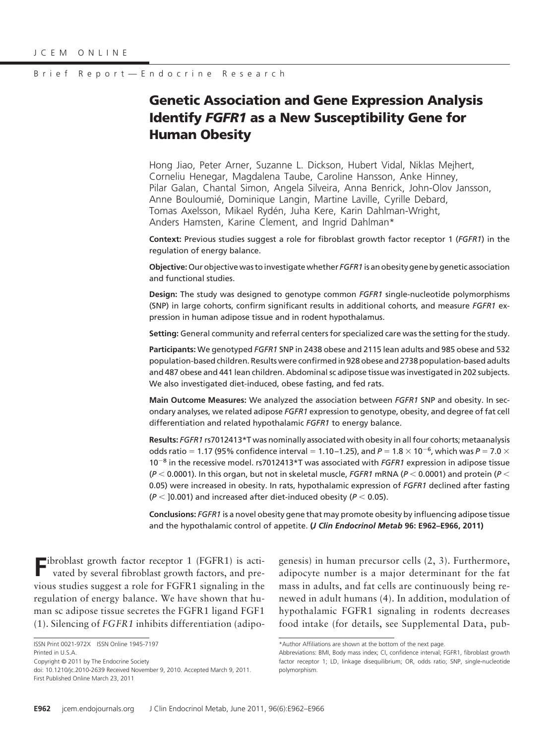JCEM ONLINE

Brief Report—Endocrine Research

# Genetic Association and Gene Expression Analysis Identify *FGFR1* as a New Susceptibility Gene for Human Obesity

Hong Jiao, Peter Arner, Suzanne L. Dickson, Hubert Vidal, Niklas Mejhert, Corneliu Henegar, Magdalena Taube, Caroline Hansson, Anke Hinney, Pilar Galan, Chantal Simon, Angela Silveira, Anna Benrick, John-Olov Jansson, Anne Bouloumié, Dominique Langin, Martine Laville, Cyrille Debard, Tomas Axelsson, Mikael Rydén, Juha Kere, Karin Dahlman-Wright, Anders Hamsten, Karine Clement, and Ingrid Dahlman*

**Context:** Previous studies suggest a role for fibroblast growth factor receptor 1 (*FGFR1*) in the regulation of energy balance.

**Objective:** Our objective was to investigate whether *FGFR1* is an obesity gene by genetic association and functional studies.

**Design:** The study was designed to genotype common *FGFR1* single-nucleotide polymorphisms (SNP) in large cohorts, confirm significant results in additional cohorts, and measure *FGFR1* expression in human adipose tissue and in rodent hypothalamus.

**Setting:** General community and referral centers for specialized care was the setting for the study.

**Participants:** We genotyped *FGFR1* SNP in 2438 obese and 2115 lean adults and 985 obese and 532 population-based children. Results were confirmed in 928 obese and 2738 population-based adults and 487 obese and 441 lean children. Abdominal sc adipose tissue was investigated in 202 subjects. We also investigated diet-induced, obese fasting, and fed rats.

**Main Outcome Measures:** We analyzed the association between *FGFR1* SNP and obesity. In secondary analyses, we related adipose *FGFR1* expression to genotype, obesity, and degree of fat cell differentiation and related hypothalamic *FGFR1* to energy balance.

**Results:** *FGFR1* rs7012413*T was nominally associated with obesity in all four cohorts; metaanalysis odds ratio = 1.17 (95% confidence interval = 1.10–1.25), and $P = 1.8 \times 10^{-6}$, which was $P = 7.0 \times 10^{-8}$ in the recessive model. rs7012413*T was associated with *FGFR1* expression in adipose tissue ($P < 0.0001$). In this organ, but not in skeletal muscle, *FGFR1* mRNA ($P < 0.0001$) and protein ($P < 0.05$) were increased in obesity. In rats, hypothalamic expression of *FGFR1* declined after fasting ($P <$ ]0.001) and increased after diet-induced obesity ($P < 0.05$).

**Conclusions:** *FGFR1* is a novel obesity gene that may promote obesity by influencing adipose tissue and the hypothalamic control of appetite. **(*J Clin Endocrinol Metab* 96: E962–E966, 2011)**

Fibroblast growth factor receptor 1 (FGFR1) is activated by several fibroblast growth factors, and previous studies suggest a role for FGFR1 signaling in the regulation of energy balance. We have shown that human sc adipose tissue secretes the FGFR1 ligand FGF1 (1). Silencing of *FGFR1* inhibits differentiation (adipogenesis) in human precursor cells (2, 3). Furthermore, adipocyte number is a major determinant for the fat mass in adults, and fat cells are continuously being renewed in adult humans (4). In addition, modulation of hypothalamic FGFR1 signaling in rodents decreases food intake (for details, see Supplemental Data, pub-

ISSN Print 0021-972X ISSN Online 1945-7197
Printed in U.S.A.
Copyright © 2011 by The Endocrine Society
doi: 10.1210/jc.2010-2639 Received November 9, 2010. Accepted March 9, 2011.
First Published Online March 23, 2011

*Author Affiliations are shown at the bottom of the next page.
Abbreviations: BMI, Body mass index; CI, confidence interval; FGFR1, fibroblast growth factor receptor 1; LD, linkage disequilibrium; OR, odds ratio; SNP, single-nucleotide polymorphism.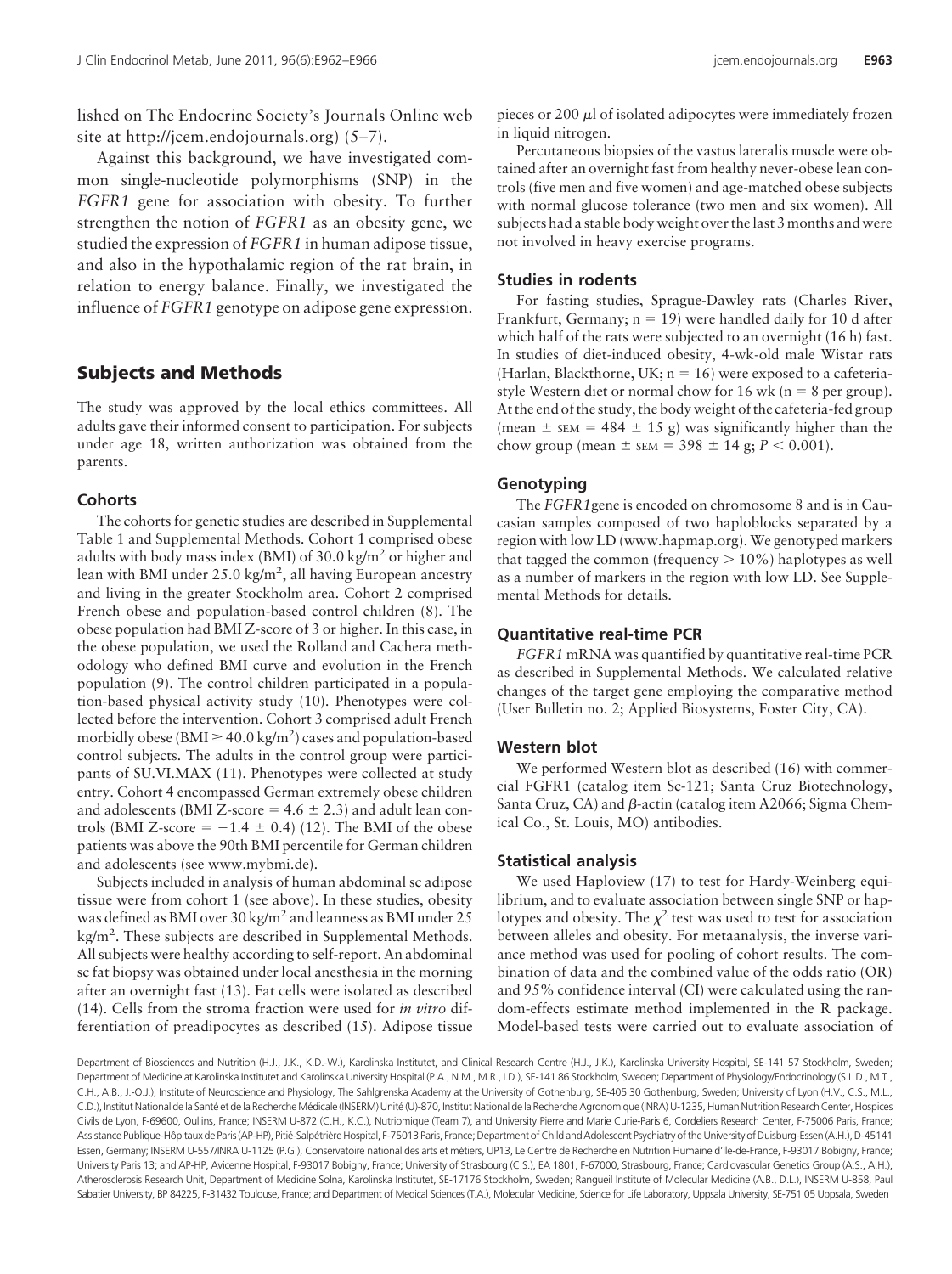lished on The Endocrine Society's Journals Online web site at http://jcem.endojournals.org) (5–7).

Against this background, we have investigated common single-nucleotide polymorphisms (SNP) in the *FGFR1* gene for association with obesity. To further strengthen the notion of *FGFR1* as an obesity gene, we studied the expression of *FGFR1* in human adipose tissue, and also in the hypothalamic region of the rat brain, in relation to energy balance. Finally, we investigated the influence of *FGFR1* genotype on adipose gene expression.

## Subjects and Methods

The study was approved by the local ethics committees. All adults gave their informed consent to participation. For subjects under age 18, written authorization was obtained from the parents.

### Cohorts

The cohorts for genetic studies are described in Supplemental Table 1 and Supplemental Methods. Cohort 1 comprised obese adults with body mass index (BMI) of 30.0 kg/m$^2$ or higher and lean with BMI under 25.0 kg/m$^2$, all having European ancestry and living in the greater Stockholm area. Cohort 2 comprised French obese and population-based control children (8). The obese population had BMI Z-score of 3 or higher. In this case, in the obese population, we used the Rolland and Cachera methodology who defined BMI curve and evolution in the French population (9). The control children participated in a population-based physical activity study (10). Phenotypes were collected before the intervention. Cohort 3 comprised adult French morbidly obese (BMI $\geq$ 40.0 kg/m$^2$) cases and population-based control subjects. The adults in the control group were participants of SU.VI.MAX (11). Phenotypes were collected at study entry. Cohort 4 encompassed German extremely obese children and adolescents (BMI Z-score = 4.6 $\pm$ 2.3) and adult lean controls (BMI Z-score = $-1.4 \pm 0.4$) (12). The BMI of the obese patients was above the 90th BMI percentile for German children and adolescents (see www.mybmi.de).

Subjects included in analysis of human abdominal sc adipose tissue were from cohort 1 (see above). In these studies, obesity was defined as BMI over 30 kg/m$^2$ and leanness as BMI under 25 kg/m$^2$. These subjects are described in Supplemental Methods. All subjects were healthy according to self-report. An abdominal sc fat biopsy was obtained under local anesthesia in the morning after an overnight fast (13). Fat cells were isolated as described (14). Cells from the stroma fraction were used for *in vitro* differentiation of preadipocytes as described (15). Adipose tissue pieces or 200 μl of isolated adipocytes were immediately frozen in liquid nitrogen.

Percutaneous biopsies of the vastus lateralis muscle were obtained after an overnight fast from healthy never-obese lean controls (five men and five women) and age-matched obese subjects with normal glucose tolerance (two men and six women). All subjects had a stable body weight over the last 3 months and were not involved in heavy exercise programs.

### Studies in rodents

For fasting studies, Sprague-Dawley rats (Charles River, Frankfurt, Germany; n = 19) were handled daily for 10 d after which half of the rats were subjected to an overnight (16 h) fast. In studies of diet-induced obesity, 4-wk-old male Wistar rats (Harlan, Blackthorne, UK; n = 16) were exposed to a cafeteria-style Western diet or normal chow for 16 wk (n = 8 per group). At the end of the study, the body weight of the cafeteria-fed group (mean $\pm$ SEM = 484 $\pm$ 15 g) was significantly higher than the chow group (mean $\pm$ SEM = 398 $\pm$ 14 g; $P < 0.001$).

### Genotyping

The *FGFR1* gene is encoded on chromosome 8 and is in Caucasian samples composed of two haploblocks separated by a region with low LD (www.hapmap.org). We genotyped markers that tagged the common (frequency > 10%) haplotypes as well as a number of markers in the region with low LD. See Supplemental Methods for details.

### Quantitative real-time PCR

*FGFR1* mRNA was quantified by quantitative real-time PCR as described in Supplemental Methods. We calculated relative changes of the target gene employing the comparative method (User Bulletin no. 2; Applied Biosystems, Foster City, CA).

### Western blot

We performed Western blot as described (16) with commercial FGFR1 (catalog item Sc-121; Santa Cruz Biotechnology, Santa Cruz, CA) and β-actin (catalog item A2066; Sigma Chemical Co., St. Louis, MO) antibodies.

### Statistical analysis

We used Haploview (17) to test for Hardy-Weinberg equilibrium, and to evaluate association between single SNP or haplotypes and obesity. The $\chi^2$ test was used to test for association between alleles and obesity. For metaanalysis, the inverse variance method was used for pooling of cohort results. The combination of data and the combined value of the odds ratio (OR) and 95% confidence interval (CI) were calculated using the random-effects estimate method implemented in the R package. Model-based tests were carried out to evaluate association of

---

Department of Biosciences and Nutrition (H.J., J.K., K.D.-W.), Karolinska Institutet, and Clinical Research Centre (H.J., J.K.), Karolinska University Hospital, SE-141 57 Stockholm, Sweden; Department of Medicine at Karolinska Institutet and Karolinska University Hospital (P.A., N.M., M.R., I.D.), SE-141 86 Stockholm, Sweden; Department of Physiology/Endocrinology (S.L.D., M.T., C.H., A.B., J.-O.J.), Institute of Neuroscience and Physiology, The Sahlgrenska Academy at the University of Gothenburg, SE-405 30 Gothenburg, Sweden; University of Lyon (H.V., C.S., M.L., C.D.), Institut National de la Santé et de la Recherche Médicale (INSERM) Unité (U)-870, Institut National de la Recherche Agronomique (INRA) U-1235, Human Nutrition Research Center, Hospices Civils de Lyon, F-69600, Oullins, France; INSERM U-872 (C.H., K.C.), Nutriomique (Team 7), and University Pierre and Marie Curie-Paris 6, Cordeliers Research Center, F-75006 Paris, France; Assistance Publique-Hôpitaux de Paris (AP-HP), Pitié-Salpêtrière Hospital, F-75013 Paris, France; Department of Child and Adolescent Psychiatry of the University of Duisburg-Essen (A.H.), D-45141 Essen, Germany; INSERM U-557/INRA U-1125 (P.G.), Conservatoire national des arts et métiers, UP13, Le Centre de Recherche en Nutrition Humaine d'Ile-de-France, F-93017 Bobigny, France; University Paris 13; and AP-HP, Avicenne Hospital, F-93017 Bobigny, France; University of Strasbourg (C.S.), EA 1801, F-67000, Strasbourg, France; Cardiovascular Genetics Group (A.S., A.H.), Atherosclerosis Research Unit, Department of Medicine Solna, Karolinska Institutet, SE-17176 Stockholm, Sweden; Rangueil Institute of Molecular Medicine (A.B., D.L.), INSERM U-858, Paul Sabatier University, BP 84225, F-31432 Toulouse, France; and Department of Medical Sciences (T.A.), Molecular Medicine, Science for Life Laboratory, Uppsala University, SE-751 05 Uppsala, Sweden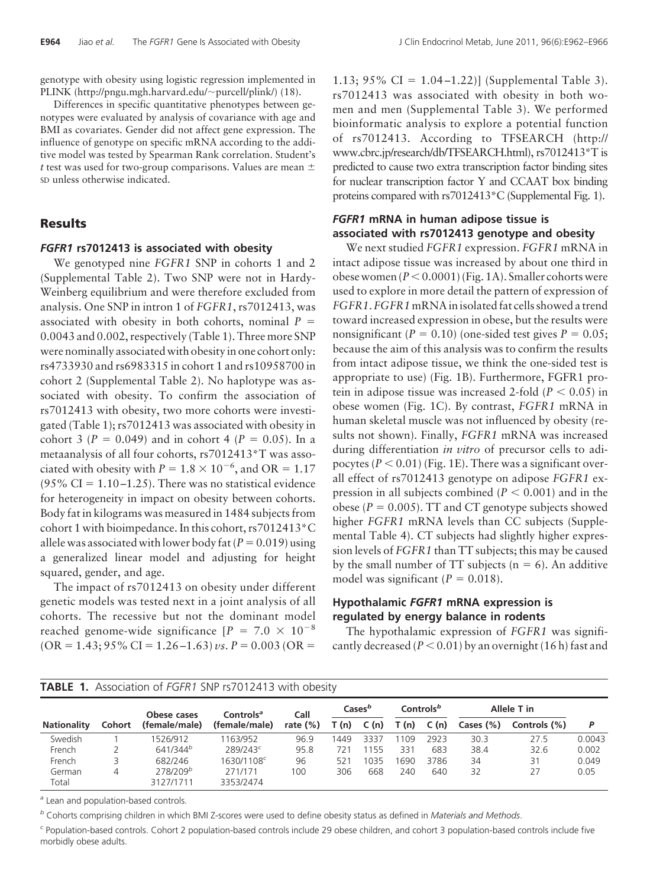genotype with obesity using logistic regression implemented in PLINK (http://pngu.mgh.harvard.edu/~purcell/plink/) (18).

Differences in specific quantitative phenotypes between genotypes were evaluated by analysis of covariance with age and BMI as covariates. Gender did not affect gene expression. The influence of genotype on specific mRNA according to the additive model was tested by Spearman Rank correlation. Student's *t* test was used for two-group comparisons. Values are mean ± SD unless otherwise indicated.

## Results

### *FGFR1* rs7012413 is associated with obesity

We genotyped nine *FGFR1* SNP in cohorts 1 and 2 (Supplemental Table 2). Two SNP were not in Hardy-Weinberg equilibrium and were therefore excluded from analysis. One SNP in intron 1 of *FGFR1*, rs7012413, was associated with obesity in both cohorts, nominal $P = 0.0043$ and 0.002, respectively (Table 1). Three more SNP were nominally associated with obesity in one cohort only: rs4733930 and rs6983315 in cohort 1 and rs10958700 in cohort 2 (Supplemental Table 2). No haplotype was associated with obesity. To confirm the association of rs7012413 with obesity, two more cohorts were investigated (Table 1); rs7012413 was associated with obesity in cohort 3 ($P = 0.049$) and in cohort 4 ($P = 0.05$). In a metaanalysis of all four cohorts, rs7012413*T was associated with obesity with $P = 1.8 \times 10^{-6}$, and OR = 1.17 (95% CI = 1.10–1.25). There was no statistical evidence for heterogeneity in impact on obesity between cohorts. Body fat in kilograms was measured in 1484 subjects from cohort 1 with bioimpedance. In this cohort, rs7012413*C allele was associated with lower body fat ($P = 0.019$) using a generalized linear model and adjusting for height squared, gender, and age.

The impact of rs7012413 on obesity under different genetic models was tested next in a joint analysis of all cohorts. The recessive but not the dominant model reached genome-wide significance [$P = 7.0 \times 10^{-8}$ (OR = 1.43; 95% CI = 1.26–1.63) *vs.* $P = 0.003$ (OR = 1.13; 95% CI = 1.04–1.22)] (Supplemental Table 3). rs7012413 was associated with obesity in both women and men (Supplemental Table 3). We performed bioinformatic analysis to explore a potential function of rs7012413. According to TFSEARCH (http://www.cbrc.jp/research/db/TFSEARCH.html), rs7012413*T is predicted to cause two extra transcription factor binding sites for nuclear transcription factor Y and CCAAT box binding proteins compared with rs7012413*C (Supplemental Fig. 1).

### *FGFR1* mRNA in human adipose tissue is associated with rs7012413 genotype and obesity

We next studied *FGFR1* expression. *FGFR1* mRNA in intact adipose tissue was increased by about one third in obese women ($P < 0.0001$) (Fig. 1A). Smaller cohorts were used to explore in more detail the pattern of expression of *FGFR1*. *FGFR1* mRNA in isolated fat cells showed a trend toward increased expression in obese, but the results were nonsignificant ($P = 0.10$) (one-sided test gives $P = 0.05$; because the aim of this analysis was to confirm the results from intact adipose tissue, we think the one-sided test is appropriate to use) (Fig. 1B). Furthermore, FGFR1 protein in adipose tissue was increased 2-fold ($P < 0.05$) in obese women (Fig. 1C). By contrast, *FGFR1* mRNA in human skeletal muscle was not influenced by obesity (results not shown). Finally, *FGFR1* mRNA was increased during differentiation *in vitro* of precursor cells to adipocytes ($P < 0.01$) (Fig. 1E). There was a significant overall effect of rs7012413 genotype on adipose *FGFR1* expression in all subjects combined ($P < 0.001$) and in the obese ($P = 0.005$). TT and CT genotype subjects showed higher *FGFR1* mRNA levels than CC subjects (Supplemental Table 4). CT subjects had slightly higher expression levels of *FGFR1* than TT subjects; this may be caused by the small number of TT subjects (n = 6). An additive model was significant ($P = 0.018$).

### Hypothalamic *FGFR1* mRNA expression is regulated by energy balance in rodents

The hypothalamic expression of *FGFR1* was significantly decreased ($P < 0.01$) by an overnight (16 h) fast and

**TABLE 1.** Association of *FGFR1* SNP rs7012413 with obesity

| Nationality | Cohort | Obese cases (female/male) | Controls[a] (female/male) | Call rate (%) | Cases[b] | | Controls[b] | | Allele T in | | P |
|---|---|---|---|---|---|---|---|---|---|---|---|
| | | | | | T (n) | C (n) | T (n) | C (n) | Cases (%) | Controls (%) | |
| Swedish | 1 | 1526/912 | 1163/952 | 96.9 | 1449 | 3337 | 1109 | 2923 | 30.3 | 27.5 | 0.0043 |
| French | 2 | 641/344[b] | 289/243[c] | 95.8 | 721 | 1155 | 331 | 683 | 38.4 | 32.6 | 0.002 |
| French | 3 | 682/246 | 1630/1108[c] | 96 | 521 | 1035 | 1690 | 3786 | 34 | 31 | 0.049 |
| German | 4 | 278/209[b] | 271/171 | 100 | 306 | 668 | 240 | 640 | 32 | 27 | 0.05 |
| Total | | 3127/1711 | 3353/2474 | | | | | | | | |

[a] Lean and population-based controls.

[b] Cohorts comprising children in which BMI Z-scores were used to define obesity status as defined in *Materials and Methods*.

[c] Population-based controls. Cohort 2 population-based controls include 29 obese children, and cohort 3 population-based controls include five morbidly obese adults.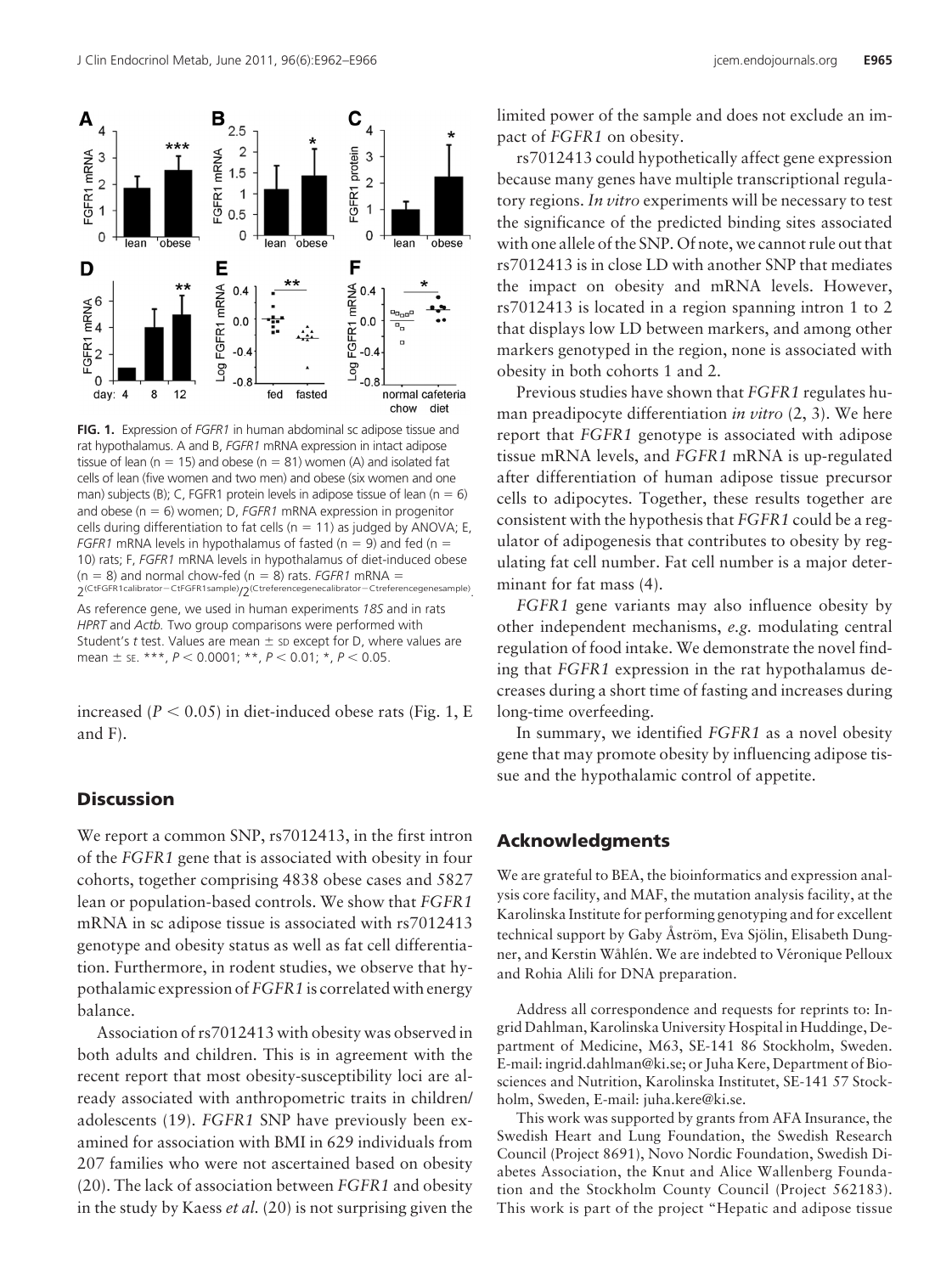**FIG. 1.** Expression of *FGFR1* in human abdominal sc adipose tissue and rat hypothalamus. A and B, *FGFR1* mRNA expression in intact adipose tissue of lean (n = 15) and obese (n = 81) women (A) and isolated fat cells of lean (five women and two men) and obese (six women and one man) subjects (B); C, FGFR1 protein levels in adipose tissue of lean (n = 6) and obese (n = 6) women; D, *FGFR1* mRNA expression in progenitor cells during differentiation to fat cells (n = 11) as judged by ANOVA; E, *FGFR1* mRNA levels in hypothalamus of fasted (n = 9) and fed (n = 10) rats; F, *FGFR1* mRNA levels in hypothalamus of diet-induced obese (n = 8) and normal chow-fed (n = 8) rats. *FGFR1* mRNA = $2^{(CtFGFR1calibrator - CtFGFR1sample)}/2^{(Ctreferencegenecalibrator - Ctreferencegenesample)}$. As reference gene, we used in human experiments *18S* and in rats *HPRT* and *Actb.* Two group comparisons were performed with Student's *t* test. Values are mean ± SD except for D, where values are mean ± SE. ***, $P < 0.0001$; **, $P < 0.01$; *, $P < 0.05$.

increased ($P < 0.05$) in diet-induced obese rats (Fig. 1, E and F).

## Discussion

We report a common SNP, rs7012413, in the first intron of the *FGFR1* gene that is associated with obesity in four cohorts, together comprising 4838 obese cases and 5827 lean or population-based controls. We show that *FGFR1* mRNA in sc adipose tissue is associated with rs7012413 genotype and obesity status as well as fat cell differentiation. Furthermore, in rodent studies, we observe that hypothalamic expression of *FGFR1* is correlated with energy balance.

Association of rs7012413 with obesity was observed in both adults and children. This is in agreement with the recent report that most obesity-susceptibility loci are already associated with anthropometric traits in children/adolescents (19). *FGFR1* SNP have previously been examined for association with BMI in 629 individuals from 207 families who were not ascertained based on obesity (20). The lack of association between *FGFR1* and obesity in the study by Kaess *et al.* (20) is not surprising given the limited power of the sample and does not exclude an impact of *FGFR1* on obesity.

rs7012413 could hypothetically affect gene expression because many genes have multiple transcriptional regulatory regions. *In vitro* experiments will be necessary to test the significance of the predicted binding sites associated with one allele of the SNP. Of note, we cannot rule out that rs7012413 is in close LD with another SNP that mediates the impact on obesity and mRNA levels. However, rs7012413 is located in a region spanning intron 1 to 2 that displays low LD between markers, and among other markers genotyped in the region, none is associated with obesity in both cohorts 1 and 2.

Previous studies have shown that *FGFR1* regulates human preadipocyte differentiation *in vitro* (2, 3). We here report that *FGFR1* genotype is associated with adipose tissue mRNA levels, and *FGFR1* mRNA is up-regulated after differentiation of human adipose tissue precursor cells to adipocytes. Together, these results together are consistent with the hypothesis that *FGFR1* could be a regulator of adipogenesis that contributes to obesity by regulating fat cell number. Fat cell number is a major determinant for fat mass (4).

*FGFR1* gene variants may also influence obesity by other independent mechanisms, *e.g.* modulating central regulation of food intake. We demonstrate the novel finding that *FGFR1* expression in the rat hypothalamus decreases during a short time of fasting and increases during long-time overfeeding.

In summary, we identified *FGFR1* as a novel obesity gene that may promote obesity by influencing adipose tissue and the hypothalamic control of appetite.

## Acknowledgments

We are grateful to BEA, the bioinformatics and expression analysis core facility, and MAF, the mutation analysis facility, at the Karolinska Institute for performing genotyping and for excellent technical support by Gaby Åström, Eva Sjölin, Elisabeth Dungner, and Kerstin Wåhlén. We are indebted to Véronique Pelloux and Rohia Alili for DNA preparation.

Address all correspondence and requests for reprints to: Ingrid Dahlman, Karolinska University Hospital in Huddinge, Department of Medicine, M63, SE-141 86 Stockholm, Sweden. E-mail: ingrid.dahlman@ki.se; or Juha Kere, Department of Biosciences and Nutrition, Karolinska Institutet, SE-141 57 Stockholm, Sweden, E-mail: juha.kere@ki.se.

This work was supported by grants from AFA Insurance, the Swedish Heart and Lung Foundation, the Swedish Research Council (Project 8691), Novo Nordic Foundation, Swedish Diabetes Association, the Knut and Alice Wallenberg Foundation and the Stockholm County Council (Project 562183). This work is part of the project "Hepatic and adipose tissue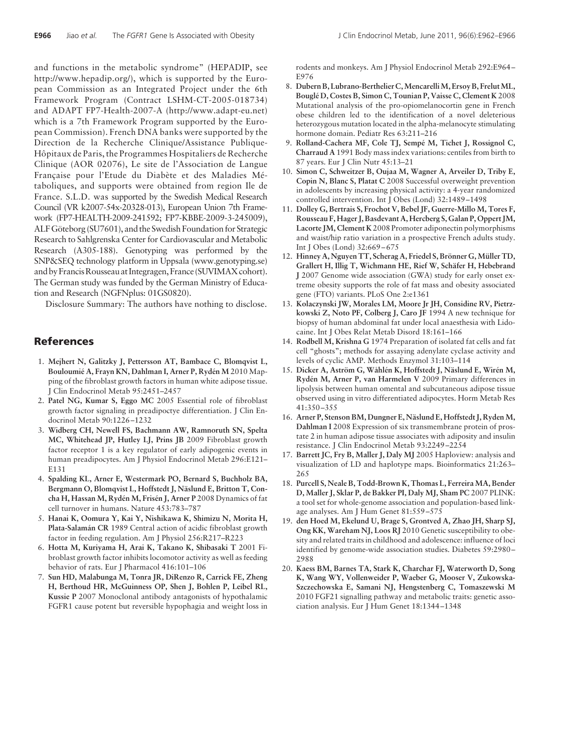and functions in the metabolic syndrome" (HEPADIP, see http://www.hepadip.org/), which is supported by the European Commission as an Integrated Project under the 6th Framework Program (Contract LSHM-CT-2005-018734) and ADAPT FP7-Health-2007-A (http://www.adapt-eu.net) which is a 7th Framework Program supported by the European Commission). French DNA banks were supported by the Direction de la Recherche Clinique/Assistance Publique-Hôpitaux de Paris, the Programmes Hospitaliers de Recherche Clinique (AOR 02076), Le site de l'Association de Langue Française pour l'Etude du Diabète et des Maladies Métaboliques, and supports were obtained from region Ile de France. S.L.D. was supported by the Swedish Medical Research Council (VR k2007-54x-20328-013), European Union 7th Framework (FP7-HEALTH-2009-241592; FP7-KBBE-2009-3-245009), ALF Göteborg (SU7601), and the Swedish Foundation for Strategic Research to Sahlgrenska Center for Cardiovascular and Metabolic Research (A305-188). Genotyping was performed by the SNP&SEQ technology platform in Uppsala (www.genotyping.se) and by Francis Rousseau at Integragen, France (SUVIMAX cohort). The German study was funded by the German Ministry of Education and Research (NGFNplus: 01GS0820).

Disclosure Summary: The authors have nothing to disclose.

## References

1. **Mejhert N, Galitzky J, Pettersson AT, Bambace C, Blomqvist L, Bouloumié A, Frayn KN, Dahlman I, Arner P, Rydén M** 2010 Mapping of the fibroblast growth factors in human white adipose tissue. J Clin Endocrinol Metab 95:2451–2457
2. **Patel NG, Kumar S, Eggo MC** 2005 Essential role of fibroblast growth factor signaling in preadipoctye differentiation. J Clin Endocrinol Metab 90:1226–1232
3. **Widberg CH, Newell FS, Bachmann AW, Ramnoruth SN, Spelta MC, Whitehead JP, Hutley LJ, Prins JB** 2009 Fibroblast growth factor receptor 1 is a key regulator of early adipogenic events in human preadipocytes. Am J Physiol Endocrinol Metab 296:E121–E131
4. **Spalding KL, Arner E, Westermark PO, Bernard S, Buchholz BA, Bergmann O, Blomqvist L, Hoffstedt J, Näslund E, Britton T, Concha H, Hassan M, Rydén M, Frisén J, Arner P** 2008 Dynamics of fat cell turnover in humans. Nature 453:783–787
5. **Hanai K, Oomura Y, Kai Y, Nishikawa K, Shimizu N, Morita H, Plata-Salamán CR** 1989 Central action of acidic fibroblast growth factor in feeding regulation. Am J Physiol 256:R217–R223
6. **Hotta M, Kuriyama H, Arai K, Takano K, Shibasaki T** 2001 Fibroblast growth factor inhibits locomotor activity as well as feeding behavior of rats. Eur J Pharmacol 416:101–106
7. **Sun HD, Malabunga M, Tonra JR, DiRenzo R, Carrick FE, Zheng H, Berthoud HR, McGuinness OP, Shen J, Bohlen P, Leibel RL, Kussie P** 2007 Monoclonal antibody antagonists of hypothalamic FGFR1 cause potent but reversible hypophagia and weight loss in rodents and monkeys. Am J Physiol Endocrinol Metab 292:E964–E976
8. **Dubern B, Lubrano-Berthelier C, Mencarelli M, Ersoy B, Frelut ML, Bouglé D, Costes B, Simon C, Tounian P, Vaisse C, Clement K** 2008 Mutational analysis of the pro-opiomelanocortin gene in French obese children led to the identification of a novel deleterious heterozygous mutation located in the alpha-melanocyte stimulating hormone domain. Pediatr Res 63:211–216
9. **Rolland-Cachera MF, Cole TJ, Sempé M, Tichet J, Rossignol C, Charraud A** 1991 Body mass index variations: centiles from birth to 87 years. Eur J Clin Nutr 45:13–21
10. **Simon C, Schweitzer B, Oujaa M, Wagner A, Arveiler D, Triby E, Copin N, Blanc S, Platat C** 2008 Successful overweight prevention in adolescents by increasing physical activity: a 4-year randomized controlled intervention. Int J Obes (Lond) 32:1489–1498
11. **Dolley G, Bertrais S, Frochot V, Bebel JF, Guerre-Millo M, Tores F, Rousseau F, Hager J, Basdevant A, Hercberg S, Galan P, Oppert JM, Lacorte JM, Clement K** 2008 Promoter adiponectin polymorphisms and waist/hip ratio variation in a prospective French adults study. Int J Obes (Lond) 32:669–675
12. **Hinney A, Nguyen TT, Scherag A, Friedel S, Brönner G, Müller TD, Grallert H, Illig T, Wichmann HE, Rief W, Schäfer H, Hebebrand J** 2007 Genome wide association (GWA) study for early onset extreme obesity supports the role of fat mass and obesity associated gene (FTO) variants. PLoS One 2:e1361
13. **Kolaczynski JW, Morales LM, Moore Jr JH, Considine RV, Pietrzkowski Z, Noto PF, Colberg J, Caro JF** 1994 A new technique for biopsy of human abdominal fat under local anaesthesia with Lidocaine. Int J Obes Relat Metab Disord 18:161–166
14. **Rodbell M, Krishna G** 1974 Preparation of isolated fat cells and fat cell "ghosts"; methods for assaying adenylate cyclase activity and levels of cyclic AMP. Methods Enzymol 31:103–114
15. **Dicker A, Aström G, Wåhlén K, Hoffstedt J, Näslund E, Wirén M, Rydén M, Arner P, van Harmelen V** 2009 Primary differences in lipolysis between human omental and subcutaneous adipose tissue observed using in vitro differentiated adipocytes. Horm Metab Res 41:350–355
16. **Arner P, Stenson BM, Dungner E, Näslund E, Hoffstedt J, Ryden M, Dahlman I** 2008 Expression of six transmembrane protein of prostate 2 in human adipose tissue associates with adiposity and insulin resistance. J Clin Endocrinol Metab 93:2249–2254
17. **Barrett JC, Fry B, Maller J, Daly MJ** 2005 Haploview: analysis and visualization of LD and haplotype maps. Bioinformatics 21:263–265
18. **Purcell S, Neale B, Todd-Brown K, Thomas L, Ferreira MA, Bender D, Maller J, Sklar P, de Bakker PI, Daly MJ, Sham PC** 2007 PLINK: a tool set for whole-genome association and population-based linkage analyses. Am J Hum Genet 81:559–575
19. **den Hoed M, Ekelund U, Brage S, Grontved A, Zhao JH, Sharp SJ, Ong KK, Wareham NJ, Loos RJ** 2010 Genetic susceptibility to obesity and related traits in childhood and adolescence: influence of loci identified by genome-wide association studies. Diabetes 59:2980–2988
20. **Kaess BM, Barnes TA, Stark K, Charchar FJ, Waterworth D, Song K, Wang WY, Vollenweider P, Waeber G, Mooser V, Zukowska-Szczechowska E, Samani NJ, Hengstenberg C, Tomaszewski M** 2010 FGF21 signalling pathway and metabolic traits: genetic association analysis. Eur J Hum Genet 18:1344–1348